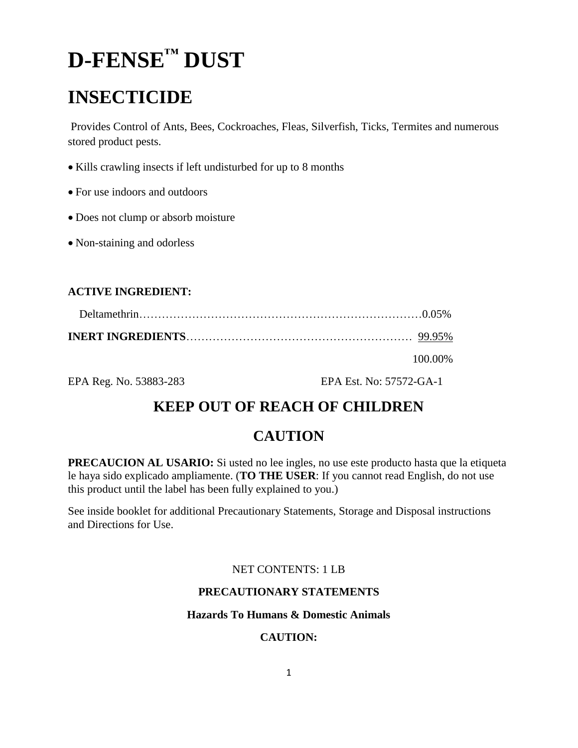# D-FENSE™ DUST

# INSECTICIDE

Provides Control of Ants, Bees, Cockroaches, Fleas, Silverfish, Ticks, Termites and numerous stored product pests.

- Kills crawling insects if left undisturbed for up to 8 months
- For use indoors and outdoors
- Does not clump or absorb moisture
- Non-staining and odorless

**ACTIVE INGREDIENT:**

| | |
|---|---|
| Deltamethrin | 0.05% |
| **INERT INGREDIENTS** | 99.95% |
| | 100.00% |

EPA Reg. No. 53883-283 EPA Est. No: 57572-GA-1

## KEEP OUT OF REACH OF CHILDREN

## CAUTION

**PRECAUCION AL USARIO:** Si usted no lee ingles, no use este producto hasta que la etiqueta le haya sido explicado ampliamente. (**TO THE USER**: If you cannot read English, do not use this product until the label has been fully explained to you.)

See inside booklet for additional Precautionary Statements, Storage and Disposal instructions and Directions for Use.

NET CONTENTS: 1 LB

**PRECAUTIONARY STATEMENTS**

**Hazards To Humans & Domestic Animals**

**CAUTION:**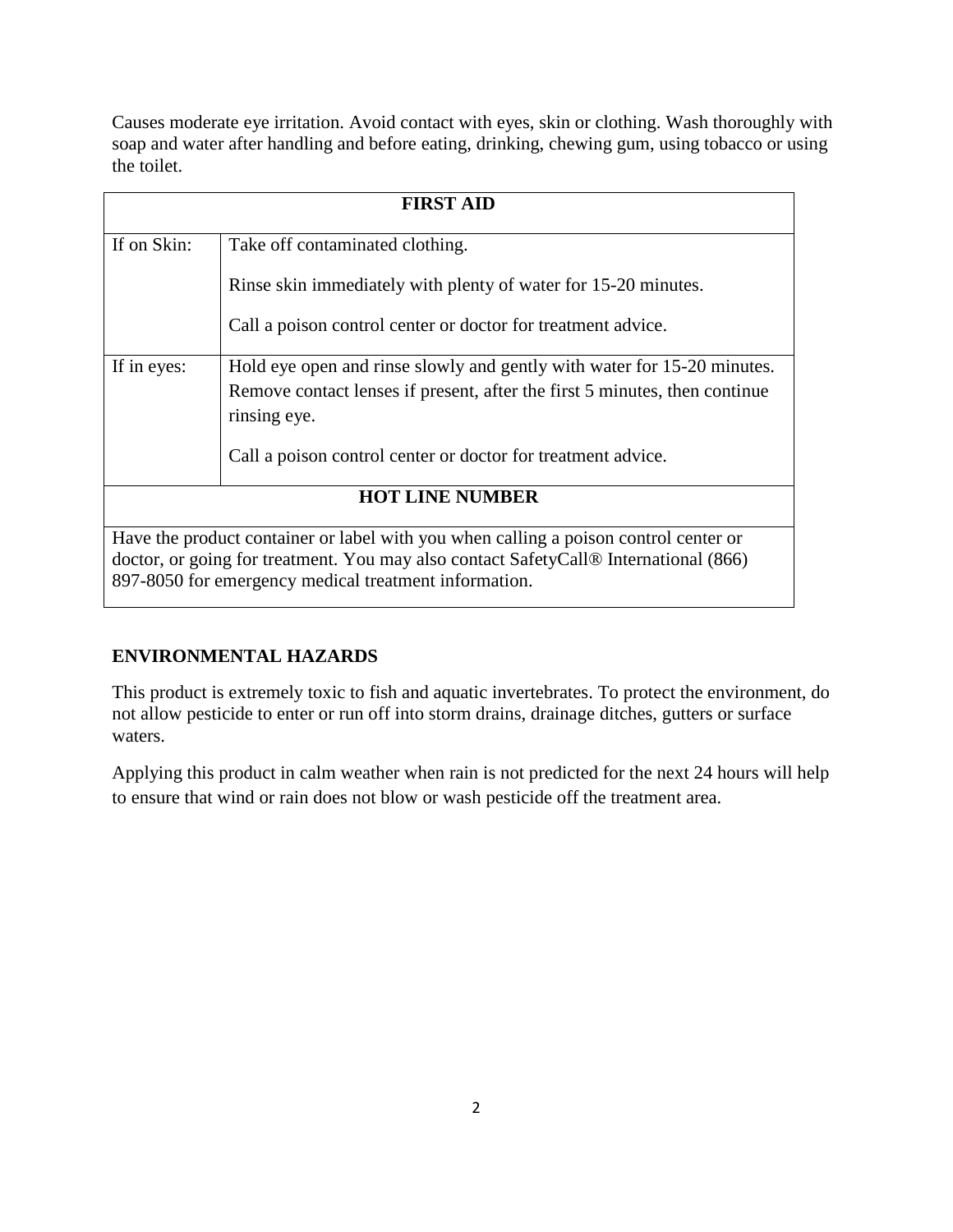Causes moderate eye irritation. Avoid contact with eyes, skin or clothing. Wash thoroughly with soap and water after handling and before eating, drinking, chewing gum, using tobacco or using the toilet.

| FIRST AID | |
|---|---|
| If on Skin: | Take off contaminated clothing.<br><br>Rinse skin immediately with plenty of water for 15-20 minutes.<br><br>Call a poison control center or doctor for treatment advice. |
| If in eyes: | Hold eye open and rinse slowly and gently with water for 15-20 minutes. Remove contact lenses if present, after the first 5 minutes, then continue rinsing eye.<br><br>Call a poison control center or doctor for treatment advice. |
| **HOT LINE NUMBER** | |
| Have the product container or label with you when calling a poison control center or doctor, or going for treatment. You may also contact SafetyCall® International (866) 897-8050 for emergency medical treatment information. | |

## ENVIRONMENTAL HAZARDS

This product is extremely toxic to fish and aquatic invertebrates. To protect the environment, do not allow pesticide to enter or run off into storm drains, drainage ditches, gutters or surface waters.

Applying this product in calm weather when rain is not predicted for the next 24 hours will help to ensure that wind or rain does not blow or wash pesticide off the treatment area.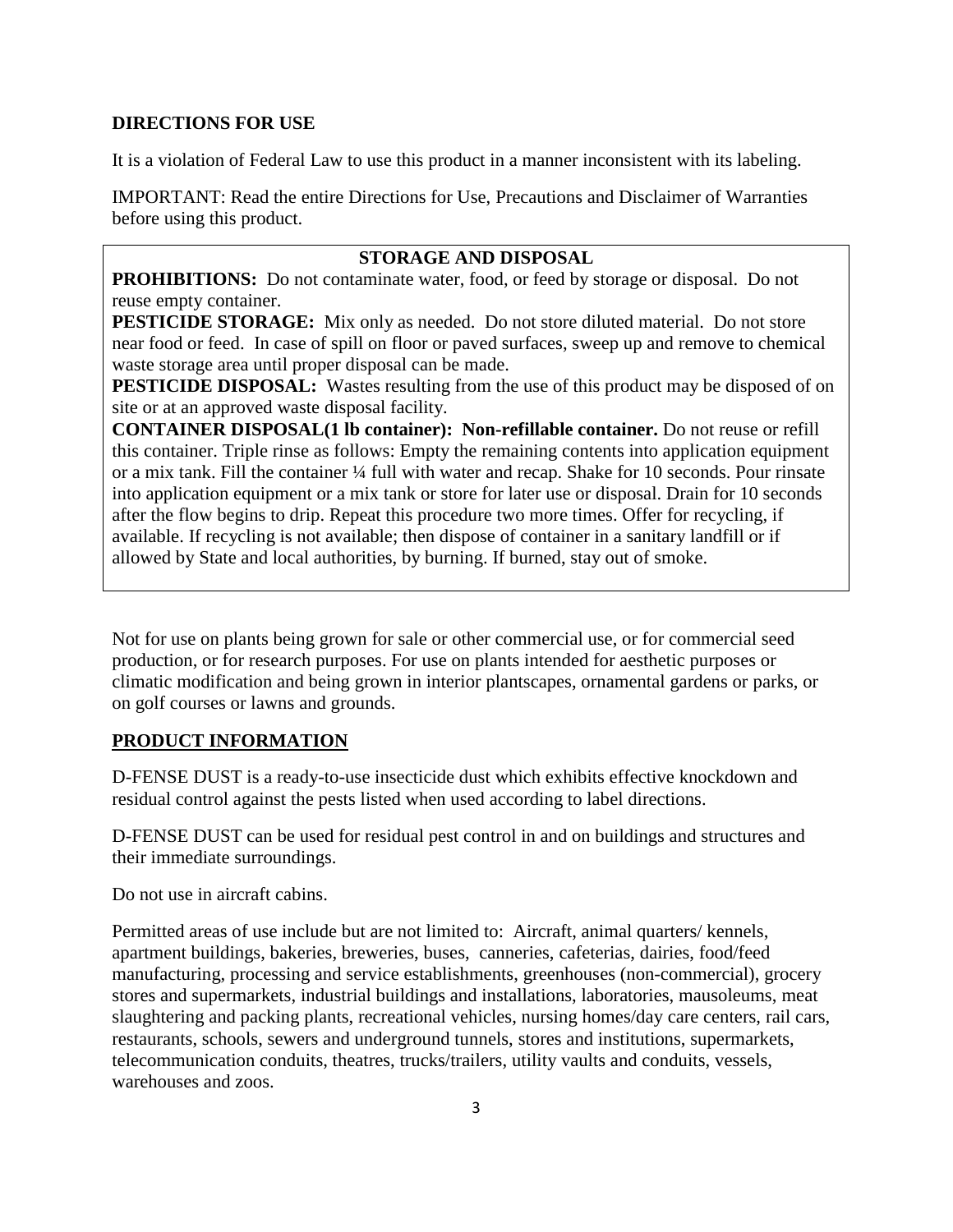**DIRECTIONS FOR USE**

It is a violation of Federal Law to use this product in a manner inconsistent with its labeling.

IMPORTANT: Read the entire Directions for Use, Precautions and Disclaimer of Warranties before using this product.

**STORAGE AND DISPOSAL**

**PROHIBITIONS:** Do not contaminate water, food, or feed by storage or disposal. Do not reuse empty container.

**PESTICIDE STORAGE:** Mix only as needed. Do not store diluted material. Do not store near food or feed. In case of spill on floor or paved surfaces, sweep up and remove to chemical waste storage area until proper disposal can be made.

**PESTICIDE DISPOSAL:** Wastes resulting from the use of this product may be disposed of on site or at an approved waste disposal facility.

**CONTAINER DISPOSAL(1 lb container): Non-refillable container.** Do not reuse or refill this container. Triple rinse as follows: Empty the remaining contents into application equipment or a mix tank. Fill the container ¼ full with water and recap. Shake for 10 seconds. Pour rinsate into application equipment or a mix tank or store for later use or disposal. Drain for 10 seconds after the flow begins to drip. Repeat this procedure two more times. Offer for recycling, if available. If recycling is not available; then dispose of container in a sanitary landfill or if allowed by State and local authorities, by burning. If burned, stay out of smoke.

Not for use on plants being grown for sale or other commercial use, or for commercial seed production, or for research purposes. For use on plants intended for aesthetic purposes or climatic modification and being grown in interior plantscapes, ornamental gardens or parks, or on golf courses or lawns and grounds.

**PRODUCT INFORMATION**

D-FENSE DUST is a ready-to-use insecticide dust which exhibits effective knockdown and residual control against the pests listed when used according to label directions.

D-FENSE DUST can be used for residual pest control in and on buildings and structures and their immediate surroundings.

Do not use in aircraft cabins.

Permitted areas of use include but are not limited to: Aircraft, animal quarters/ kennels, apartment buildings, bakeries, breweries, buses, canneries, cafeterias, dairies, food/feed manufacturing, processing and service establishments, greenhouses (non-commercial), grocery stores and supermarkets, industrial buildings and installations, laboratories, mausoleums, meat slaughtering and packing plants, recreational vehicles, nursing homes/day care centers, rail cars, restaurants, schools, sewers and underground tunnels, stores and institutions, supermarkets, telecommunication conduits, theatres, trucks/trailers, utility vaults and conduits, vessels, warehouses and zoos.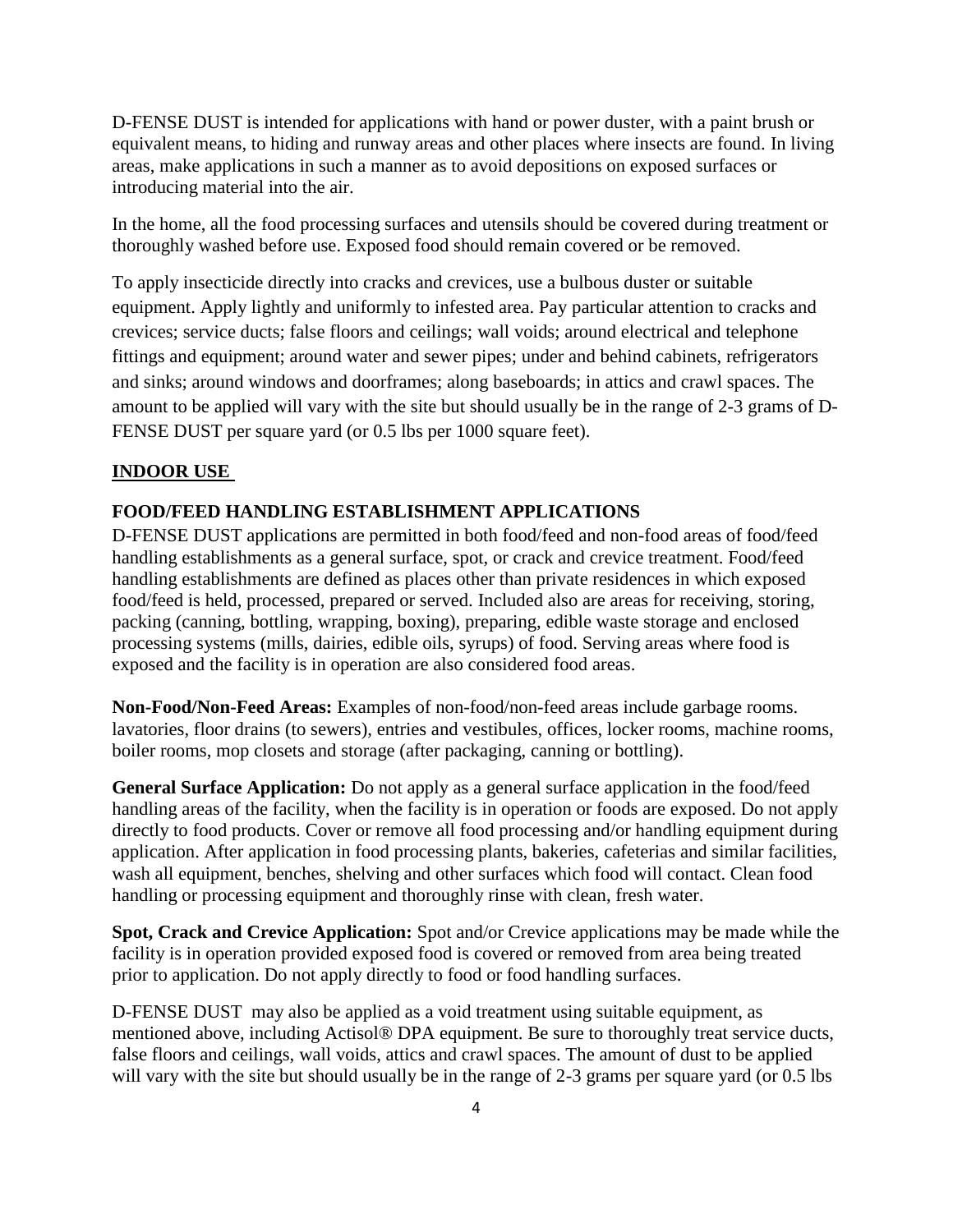D-FENSE DUST is intended for applications with hand or power duster, with a paint brush or equivalent means, to hiding and runway areas and other places where insects are found. In living areas, make applications in such a manner as to avoid depositions on exposed surfaces or introducing material into the air.

In the home, all the food processing surfaces and utensils should be covered during treatment or thoroughly washed before use. Exposed food should remain covered or be removed.

To apply insecticide directly into cracks and crevices, use a bulbous duster or suitable equipment. Apply lightly and uniformly to infested area. Pay particular attention to cracks and crevices; service ducts; false floors and ceilings; wall voids; around electrical and telephone fittings and equipment; around water and sewer pipes; under and behind cabinets, refrigerators and sinks; around windows and doorframes; along baseboards; in attics and crawl spaces. The amount to be applied will vary with the site but should usually be in the range of 2-3 grams of D-FENSE DUST per square yard (or 0.5 lbs per 1000 square feet).

## INDOOR USE

### FOOD/FEED HANDLING ESTABLISHMENT APPLICATIONS

D-FENSE DUST applications are permitted in both food/feed and non-food areas of food/feed handling establishments as a general surface, spot, or crack and crevice treatment. Food/feed handling establishments are defined as places other than private residences in which exposed food/feed is held, processed, prepared or served. Included also are areas for receiving, storing, packing (canning, bottling, wrapping, boxing), preparing, edible waste storage and enclosed processing systems (mills, dairies, edible oils, syrups) of food. Serving areas where food is exposed and the facility is in operation are also considered food areas.

**Non-Food/Non-Feed Areas:** Examples of non-food/non-feed areas include garbage rooms. lavatories, floor drains (to sewers), entries and vestibules, offices, locker rooms, machine rooms, boiler rooms, mop closets and storage (after packaging, canning or bottling).

**General Surface Application:** Do not apply as a general surface application in the food/feed handling areas of the facility, when the facility is in operation or foods are exposed. Do not apply directly to food products. Cover or remove all food processing and/or handling equipment during application. After application in food processing plants, bakeries, cafeterias and similar facilities, wash all equipment, benches, shelving and other surfaces which food will contact. Clean food handling or processing equipment and thoroughly rinse with clean, fresh water.

**Spot, Crack and Crevice Application:** Spot and/or Crevice applications may be made while the facility is in operation provided exposed food is covered or removed from area being treated prior to application. Do not apply directly to food or food handling surfaces.

D-FENSE DUST may also be applied as a void treatment using suitable equipment, as mentioned above, including Actisol® DPA equipment. Be sure to thoroughly treat service ducts, false floors and ceilings, wall voids, attics and crawl spaces. The amount of dust to be applied will vary with the site but should usually be in the range of 2-3 grams per square yard (or 0.5 lbs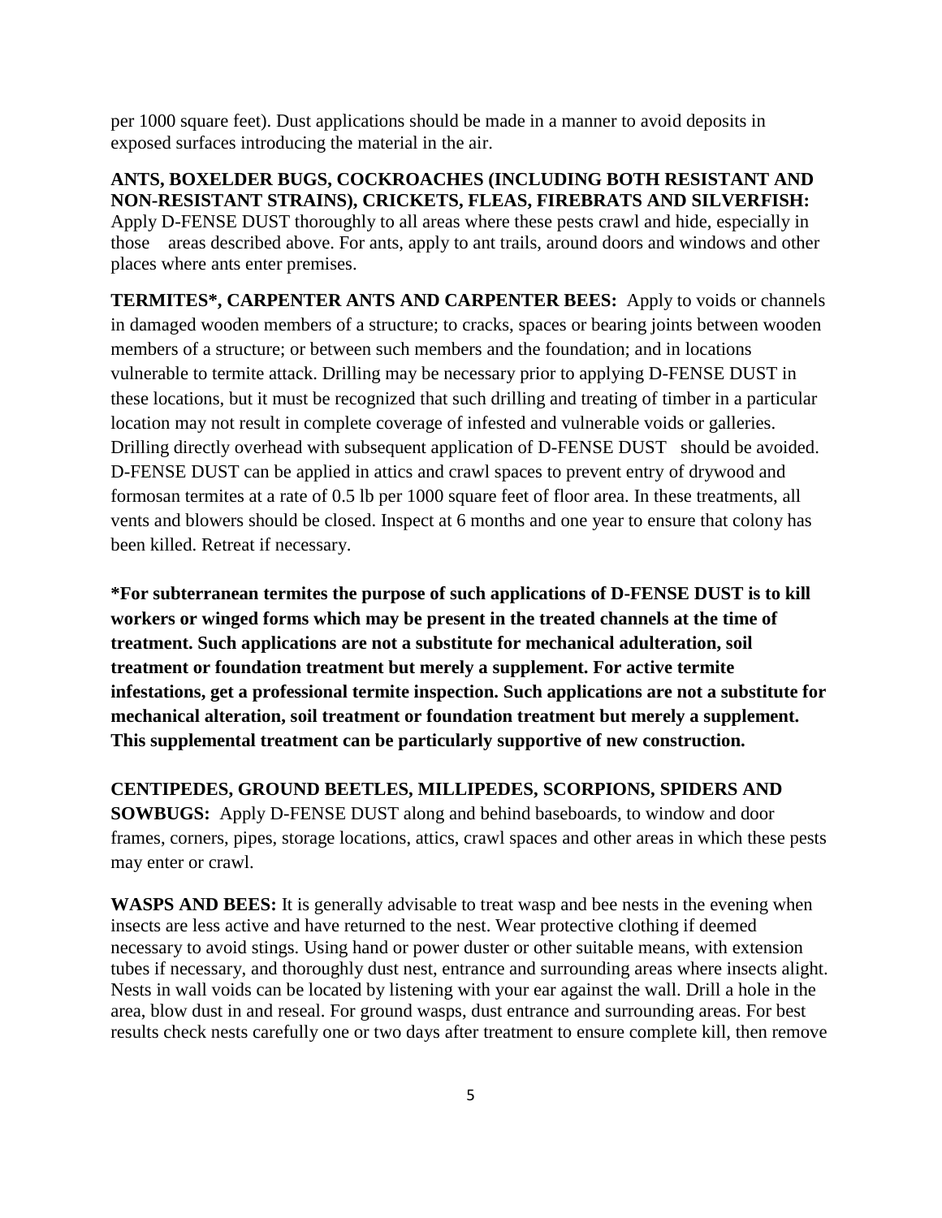per 1000 square feet). Dust applications should be made in a manner to avoid deposits in exposed surfaces introducing the material in the air.

**ANTS, BOXELDER BUGS, COCKROACHES (INCLUDING BOTH RESISTANT AND NON-RESISTANT STRAINS), CRICKETS, FLEAS, FIREBRATS AND SILVERFISH:** Apply D-FENSE DUST thoroughly to all areas where these pests crawl and hide, especially in those areas described above. For ants, apply to ant trails, around doors and windows and other places where ants enter premises.

**TERMITES*, CARPENTER ANTS AND CARPENTER BEES:** Apply to voids or channels in damaged wooden members of a structure; to cracks, spaces or bearing joints between wooden members of a structure; or between such members and the foundation; and in locations vulnerable to termite attack. Drilling may be necessary prior to applying D-FENSE DUST in these locations, but it must be recognized that such drilling and treating of timber in a particular location may not result in complete coverage of infested and vulnerable voids or galleries. Drilling directly overhead with subsequent application of D-FENSE DUST should be avoided. D-FENSE DUST can be applied in attics and crawl spaces to prevent entry of drywood and formosan termites at a rate of 0.5 lb per 1000 square feet of floor area. In these treatments, all vents and blowers should be closed. Inspect at 6 months and one year to ensure that colony has been killed. Retreat if necessary.

***For subterranean termites the purpose of such applications of D-FENSE DUST is to kill workers or winged forms which may be present in the treated channels at the time of treatment. Such applications are not a substitute for mechanical adulteration, soil treatment or foundation treatment but merely a supplement. For active termite infestations, get a professional termite inspection. Such applications are not a substitute for mechanical alteration, soil treatment or foundation treatment but merely a supplement. This supplemental treatment can be particularly supportive of new construction.**

**CENTIPEDES, GROUND BEETLES, MILLIPEDES, SCORPIONS, SPIDERS AND SOWBUGS:** Apply D-FENSE DUST along and behind baseboards, to window and door frames, corners, pipes, storage locations, attics, crawl spaces and other areas in which these pests may enter or crawl.

**WASPS AND BEES:** It is generally advisable to treat wasp and bee nests in the evening when insects are less active and have returned to the nest. Wear protective clothing if deemed necessary to avoid stings. Using hand or power duster or other suitable means, with extension tubes if necessary, and thoroughly dust nest, entrance and surrounding areas where insects alight. Nests in wall voids can be located by listening with your ear against the wall. Drill a hole in the area, blow dust in and reseal. For ground wasps, dust entrance and surrounding areas. For best results check nests carefully one or two days after treatment to ensure complete kill, then remove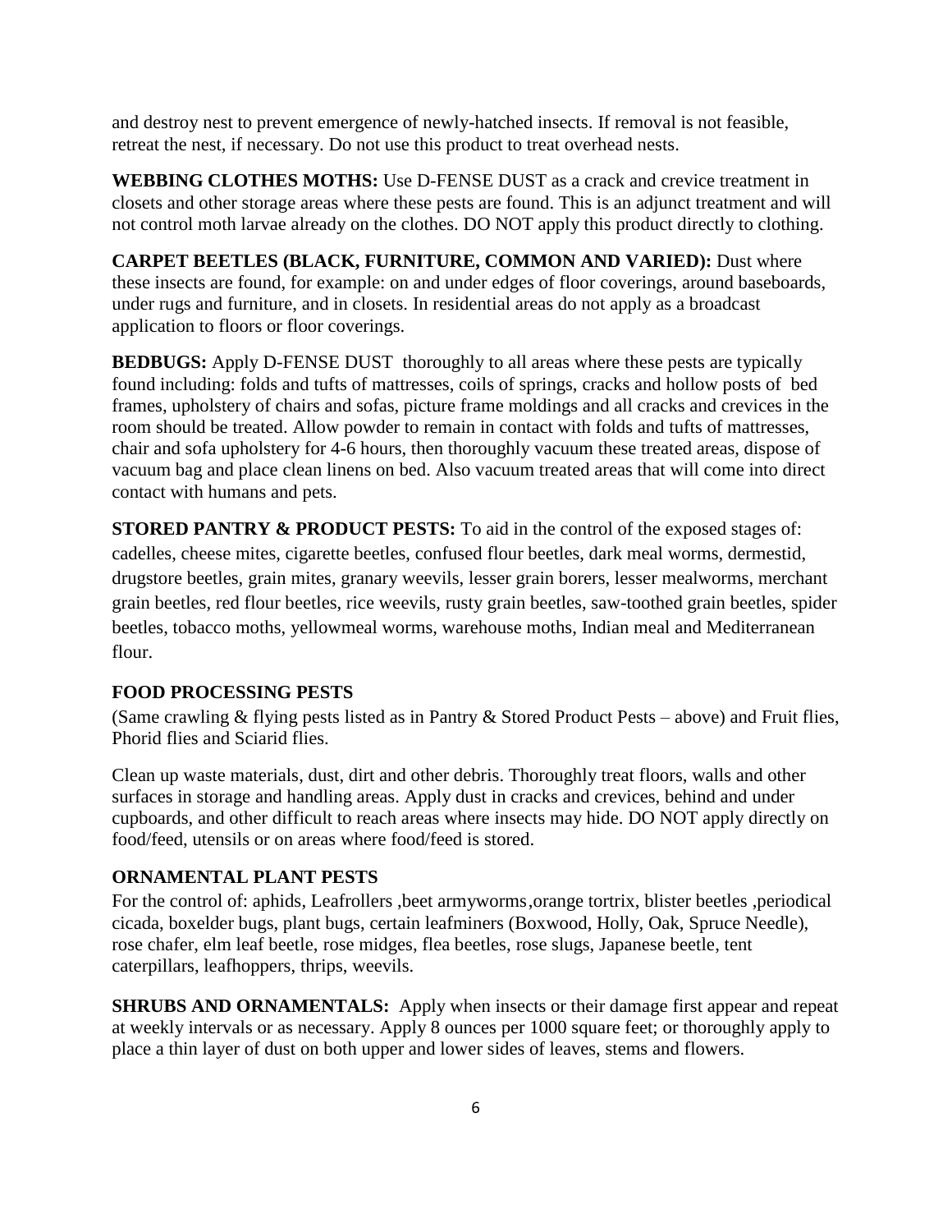and destroy nest to prevent emergence of newly-hatched insects. If removal is not feasible, retreat the nest, if necessary. Do not use this product to treat overhead nests.

**WEBBING CLOTHES MOTHS:** Use D-FENSE DUST as a crack and crevice treatment in closets and other storage areas where these pests are found. This is an adjunct treatment and will not control moth larvae already on the clothes. DO NOT apply this product directly to clothing.

**CARPET BEETLES (BLACK, FURNITURE, COMMON AND VARIED):** Dust where these insects are found, for example: on and under edges of floor coverings, around baseboards, under rugs and furniture, and in closets. In residential areas do not apply as a broadcast application to floors or floor coverings.

**BEDBUGS:** Apply D-FENSE DUST thoroughly to all areas where these pests are typically found including: folds and tufts of mattresses, coils of springs, cracks and hollow posts of bed frames, upholstery of chairs and sofas, picture frame moldings and all cracks and crevices in the room should be treated. Allow powder to remain in contact with folds and tufts of mattresses, chair and sofa upholstery for 4-6 hours, then thoroughly vacuum these treated areas, dispose of vacuum bag and place clean linens on bed. Also vacuum treated areas that will come into direct contact with humans and pets.

**STORED PANTRY & PRODUCT PESTS:** To aid in the control of the exposed stages of: cadelles, cheese mites, cigarette beetles, confused flour beetles, dark meal worms, dermestid, drugstore beetles, grain mites, granary weevils, lesser grain borers, lesser mealworms, merchant grain beetles, red flour beetles, rice weevils, rusty grain beetles, saw-toothed grain beetles, spider beetles, tobacco moths, yellowmeal worms, warehouse moths, Indian meal and Mediterranean flour.

**FOOD PROCESSING PESTS**

(Same crawling & flying pests listed as in Pantry & Stored Product Pests – above) and Fruit flies, Phorid flies and Sciarid flies.

Clean up waste materials, dust, dirt and other debris. Thoroughly treat floors, walls and other surfaces in storage and handling areas. Apply dust in cracks and crevices, behind and under cupboards, and other difficult to reach areas where insects may hide. DO NOT apply directly on food/feed, utensils or on areas where food/feed is stored.

**ORNAMENTAL PLANT PESTS**

For the control of: aphids, Leafrollers ,beet armyworms,orange tortrix, blister beetles ,periodical cicada, boxelder bugs, plant bugs, certain leafminers (Boxwood, Holly, Oak, Spruce Needle), rose chafer, elm leaf beetle, rose midges, flea beetles, rose slugs, Japanese beetle, tent caterpillars, leafhoppers, thrips, weevils.

**SHRUBS AND ORNAMENTALS:** Apply when insects or their damage first appear and repeat at weekly intervals or as necessary. Apply 8 ounces per 1000 square feet; or thoroughly apply to place a thin layer of dust on both upper and lower sides of leaves, stems and flowers.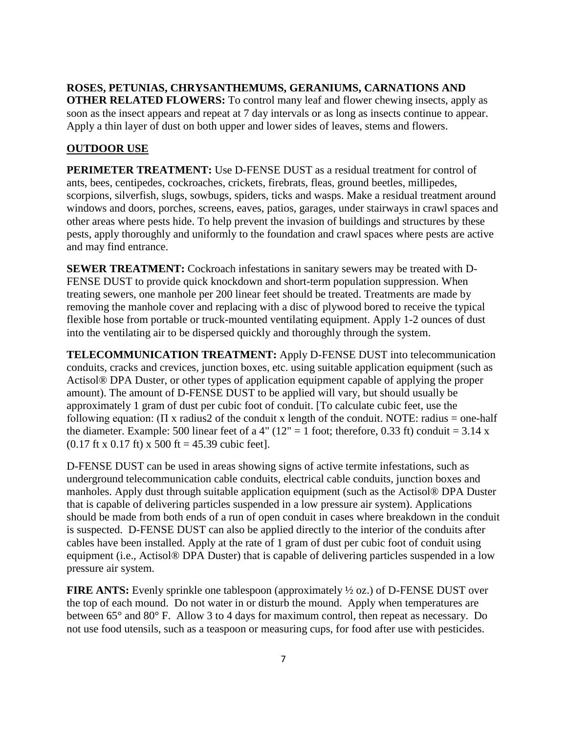**ROSES, PETUNIAS, CHRYSANTHEMUMS, GERANIUMS, CARNATIONS AND OTHER RELATED FLOWERS:** To control many leaf and flower chewing insects, apply as soon as the insect appears and repeat at 7 day intervals or as long as insects continue to appear. Apply a thin layer of dust on both upper and lower sides of leaves, stems and flowers.

## OUTDOOR USE

**PERIMETER TREATMENT:** Use D-FENSE DUST as a residual treatment for control of ants, bees, centipedes, cockroaches, crickets, firebrats, fleas, ground beetles, millipedes, scorpions, silverfish, slugs, sowbugs, spiders, ticks and wasps. Make a residual treatment around windows and doors, porches, screens, eaves, patios, garages, under stairways in crawl spaces and other areas where pests hide. To help prevent the invasion of buildings and structures by these pests, apply thoroughly and uniformly to the foundation and crawl spaces where pests are active and may find entrance.

**SEWER TREATMENT:** Cockroach infestations in sanitary sewers may be treated with D-FENSE DUST to provide quick knockdown and short-term population suppression. When treating sewers, one manhole per 200 linear feet should be treated. Treatments are made by removing the manhole cover and replacing with a disc of plywood bored to receive the typical flexible hose from portable or truck-mounted ventilating equipment. Apply 1-2 ounces of dust into the ventilating air to be dispersed quickly and thoroughly through the system.

**TELECOMMUNICATION TREATMENT:** Apply D-FENSE DUST into telecommunication conduits, cracks and crevices, junction boxes, etc. using suitable application equipment (such as Actisol® DPA Duster, or other types of application equipment capable of applying the proper amount). The amount of D-FENSE DUST to be applied will vary, but should usually be approximately 1 gram of dust per cubic foot of conduit. [To calculate cubic feet, use the following equation: (Π x radius2 of the conduit x length of the conduit. NOTE: radius = one-half the diameter. Example: 500 linear feet of a 4" (12" = 1 foot; therefore, 0.33 ft) conduit = 3.14 x (0.17 ft x 0.17 ft) x 500 ft = 45.39 cubic feet].

D-FENSE DUST can be used in areas showing signs of active termite infestations, such as underground telecommunication cable conduits, electrical cable conduits, junction boxes and manholes. Apply dust through suitable application equipment (such as the Actisol® DPA Duster that is capable of delivering particles suspended in a low pressure air system). Applications should be made from both ends of a run of open conduit in cases where breakdown in the conduit is suspected. D-FENSE DUST can also be applied directly to the interior of the conduits after cables have been installed. Apply at the rate of 1 gram of dust per cubic foot of conduit using equipment (i.e., Actisol® DPA Duster) that is capable of delivering particles suspended in a low pressure air system.

**FIRE ANTS:** Evenly sprinkle one tablespoon (approximately ½ oz.) of D-FENSE DUST over the top of each mound. Do not water in or disturb the mound. Apply when temperatures are between 65° and 80° F. Allow 3 to 4 days for maximum control, then repeat as necessary. Do not use food utensils, such as a teaspoon or measuring cups, for food after use with pesticides.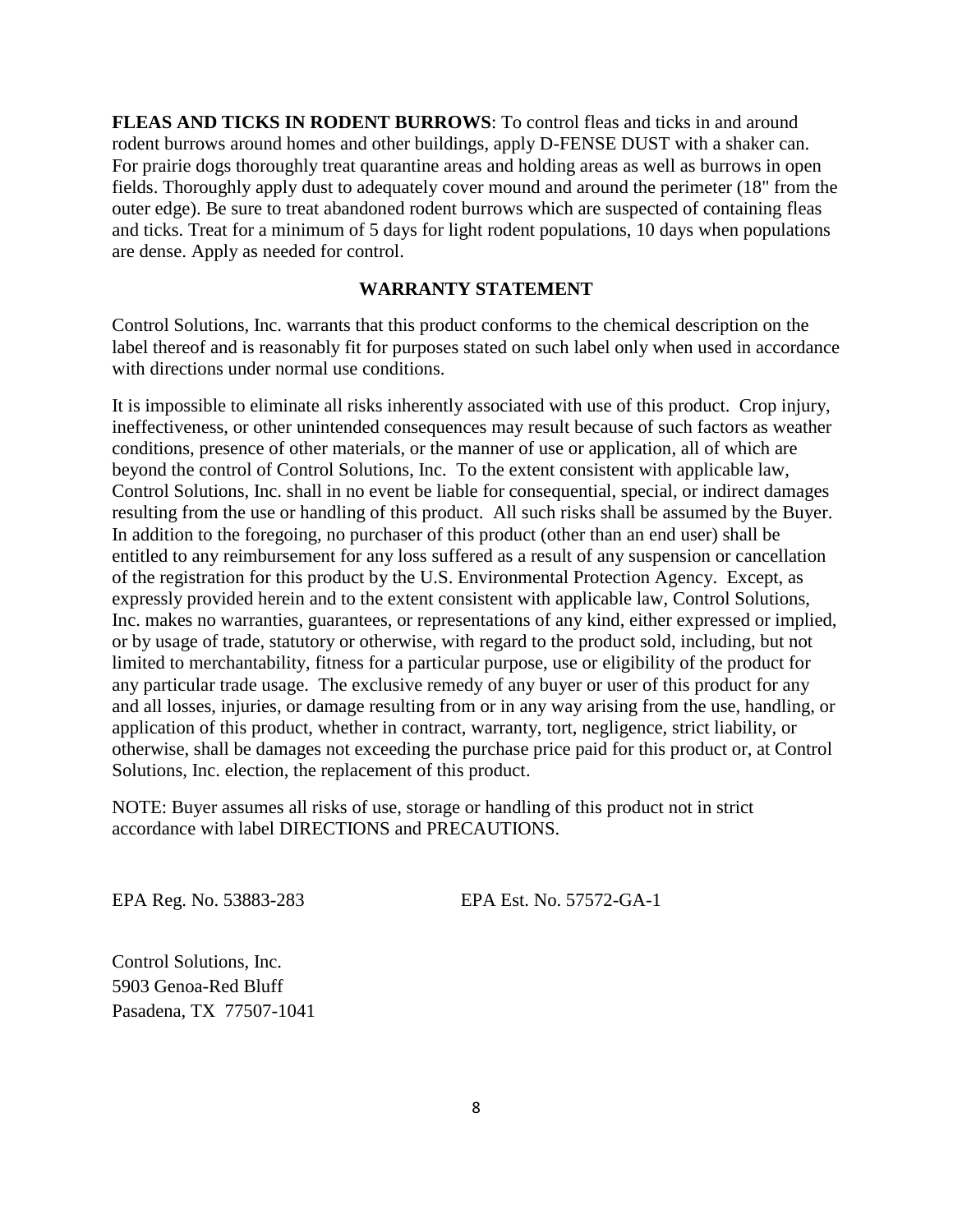**FLEAS AND TICKS IN RODENT BURROWS**: To control fleas and ticks in and around rodent burrows around homes and other buildings, apply D-FENSE DUST with a shaker can. For prairie dogs thoroughly treat quarantine areas and holding areas as well as burrows in open fields. Thoroughly apply dust to adequately cover mound and around the perimeter (18" from the outer edge). Be sure to treat abandoned rodent burrows which are suspected of containing fleas and ticks. Treat for a minimum of 5 days for light rodent populations, 10 days when populations are dense. Apply as needed for control.

## WARRANTY STATEMENT

Control Solutions, Inc. warrants that this product conforms to the chemical description on the label thereof and is reasonably fit for purposes stated on such label only when used in accordance with directions under normal use conditions.

It is impossible to eliminate all risks inherently associated with use of this product. Crop injury, ineffectiveness, or other unintended consequences may result because of such factors as weather conditions, presence of other materials, or the manner of use or application, all of which are beyond the control of Control Solutions, Inc. To the extent consistent with applicable law, Control Solutions, Inc. shall in no event be liable for consequential, special, or indirect damages resulting from the use or handling of this product. All such risks shall be assumed by the Buyer. In addition to the foregoing, no purchaser of this product (other than an end user) shall be entitled to any reimbursement for any loss suffered as a result of any suspension or cancellation of the registration for this product by the U.S. Environmental Protection Agency. Except, as expressly provided herein and to the extent consistent with applicable law, Control Solutions, Inc. makes no warranties, guarantees, or representations of any kind, either expressed or implied, or by usage of trade, statutory or otherwise, with regard to the product sold, including, but not limited to merchantability, fitness for a particular purpose, use or eligibility of the product for any particular trade usage. The exclusive remedy of any buyer or user of this product for any and all losses, injuries, or damage resulting from or in any way arising from the use, handling, or application of this product, whether in contract, warranty, tort, negligence, strict liability, or otherwise, shall be damages not exceeding the purchase price paid for this product or, at Control Solutions, Inc. election, the replacement of this product.

NOTE: Buyer assumes all risks of use, storage or handling of this product not in strict accordance with label DIRECTIONS and PRECAUTIONS.

EPA Reg. No. 53883-283 EPA Est. No. 57572-GA-1

Control Solutions, Inc.
5903 Genoa-Red Bluff
Pasadena, TX 77507-1041